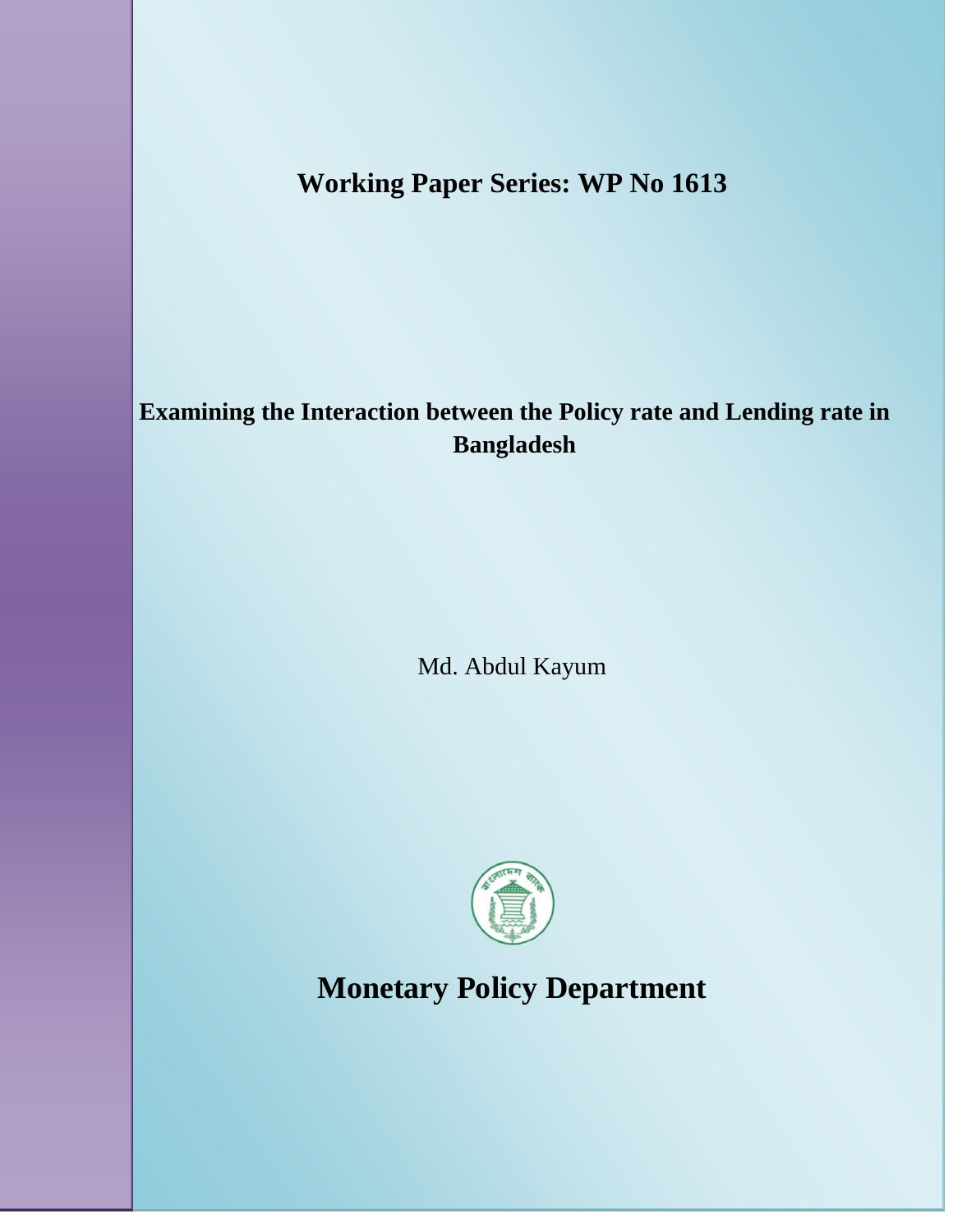**Working Paper Series: WP No 1613**

# Examining the Interaction between the Policy rate and Lending rate in Bangladesh

Md. Abdul Kayum

## Monetary Policy Department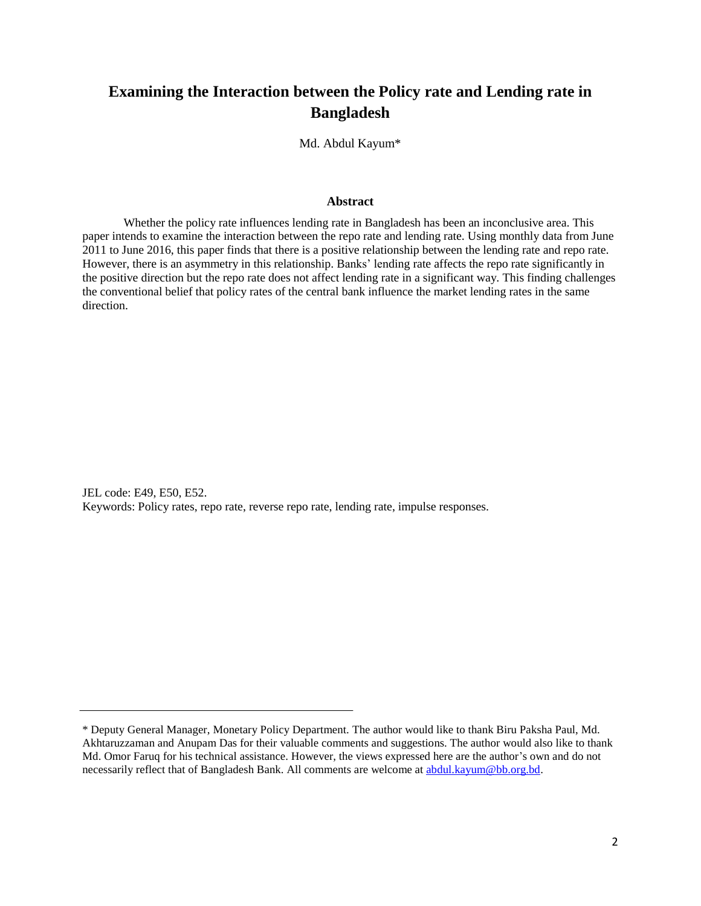# Examining the Interaction between the Policy rate and Lending rate in Bangladesh

Md. Abdul Kayum*

### Abstract

Whether the policy rate influences lending rate in Bangladesh has been an inconclusive area. This paper intends to examine the interaction between the repo rate and lending rate. Using monthly data from June 2011 to June 2016, this paper finds that there is a positive relationship between the lending rate and repo rate. However, there is an asymmetry in this relationship. Banks' lending rate affects the repo rate significantly in the positive direction but the repo rate does not affect lending rate in a significant way. This finding challenges the conventional belief that policy rates of the central bank influence the market lending rates in the same direction.

JEL code: E49, E50, E52.

Keywords: Policy rates, repo rate, reverse repo rate, lending rate, impulse responses.

---

* Deputy General Manager, Monetary Policy Department. The author would like to thank Biru Paksha Paul, Md. Akhtaruzzaman and Anupam Das for their valuable comments and suggestions. The author would also like to thank Md. Omor Faruq for his technical assistance. However, the views expressed here are the author's own and do not necessarily reflect that of Bangladesh Bank. All comments are welcome at abdul.kayum@bb.org.bd.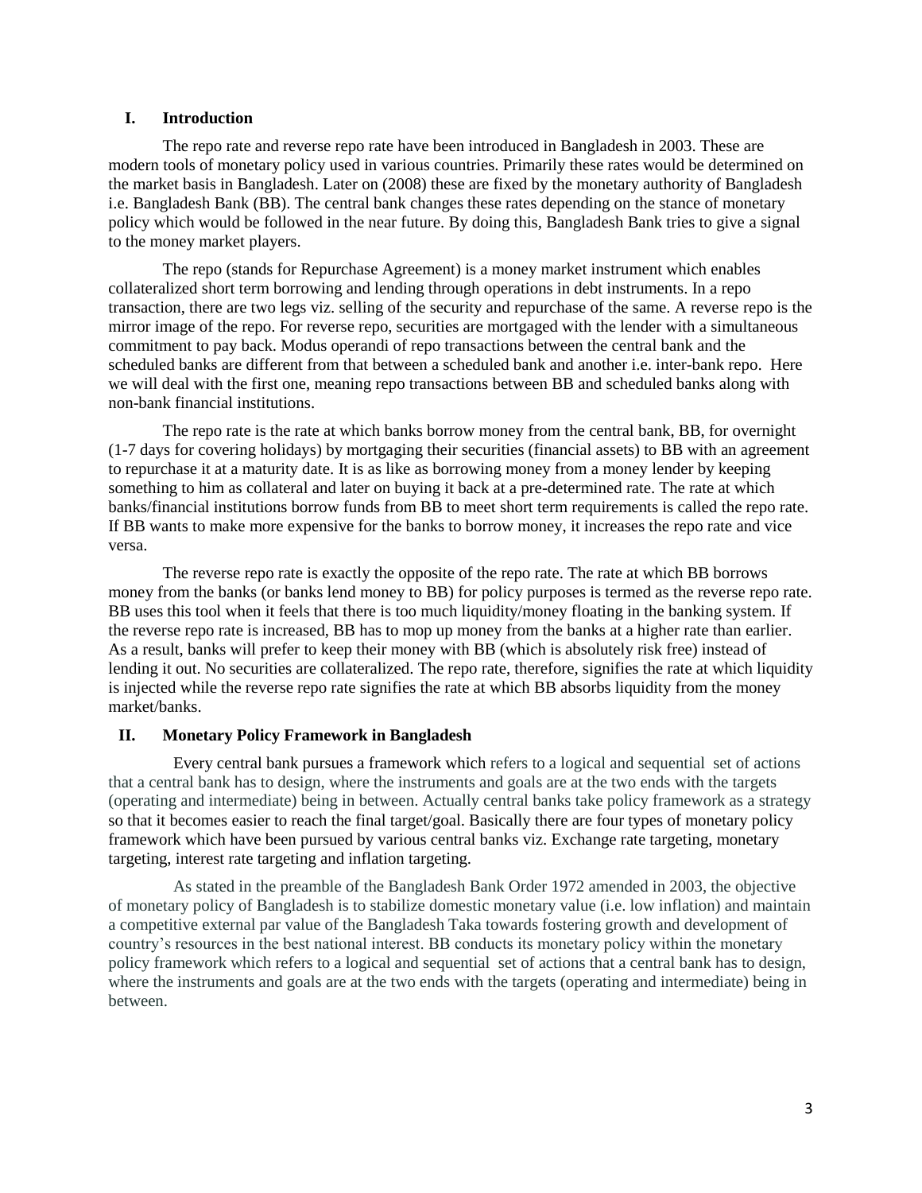## I. Introduction

The repo rate and reverse repo rate have been introduced in Bangladesh in 2003. These are modern tools of monetary policy used in various countries. Primarily these rates would be determined on the market basis in Bangladesh. Later on (2008) these are fixed by the monetary authority of Bangladesh i.e. Bangladesh Bank (BB). The central bank changes these rates depending on the stance of monetary policy which would be followed in the near future. By doing this, Bangladesh Bank tries to give a signal to the money market players.

The repo (stands for Repurchase Agreement) is a money market instrument which enables collateralized short term borrowing and lending through operations in debt instruments. In a repo transaction, there are two legs viz. selling of the security and repurchase of the same. A reverse repo is the mirror image of the repo. For reverse repo, securities are mortgaged with the lender with a simultaneous commitment to pay back. Modus operandi of repo transactions between the central bank and the scheduled banks are different from that between a scheduled bank and another i.e. inter-bank repo. Here we will deal with the first one, meaning repo transactions between BB and scheduled banks along with non-bank financial institutions.

The repo rate is the rate at which banks borrow money from the central bank, BB, for overnight (1-7 days for covering holidays) by mortgaging their securities (financial assets) to BB with an agreement to repurchase it at a maturity date. It is as like as borrowing money from a money lender by keeping something to him as collateral and later on buying it back at a pre-determined rate. The rate at which banks/financial institutions borrow funds from BB to meet short term requirements is called the repo rate. If BB wants to make more expensive for the banks to borrow money, it increases the repo rate and vice versa.

The reverse repo rate is exactly the opposite of the repo rate. The rate at which BB borrows money from the banks (or banks lend money to BB) for policy purposes is termed as the reverse repo rate. BB uses this tool when it feels that there is too much liquidity/money floating in the banking system. If the reverse repo rate is increased, BB has to mop up money from the banks at a higher rate than earlier. As a result, banks will prefer to keep their money with BB (which is absolutely risk free) instead of lending it out. No securities are collateralized. The repo rate, therefore, signifies the rate at which liquidity is injected while the reverse repo rate signifies the rate at which BB absorbs liquidity from the money market/banks.

## II. Monetary Policy Framework in Bangladesh

Every central bank pursues a framework which refers to a logical and sequential set of actions that a central bank has to design, where the instruments and goals are at the two ends with the targets (operating and intermediate) being in between. Actually central banks take policy framework as a strategy so that it becomes easier to reach the final target/goal. Basically there are four types of monetary policy framework which have been pursued by various central banks viz. Exchange rate targeting, monetary targeting, interest rate targeting and inflation targeting.

As stated in the preamble of the Bangladesh Bank Order 1972 amended in 2003, the objective of monetary policy of Bangladesh is to stabilize domestic monetary value (i.e. low inflation) and maintain a competitive external par value of the Bangladesh Taka towards fostering growth and development of country's resources in the best national interest. BB conducts its monetary policy within the monetary policy framework which refers to a logical and sequential set of actions that a central bank has to design, where the instruments and goals are at the two ends with the targets (operating and intermediate) being in between.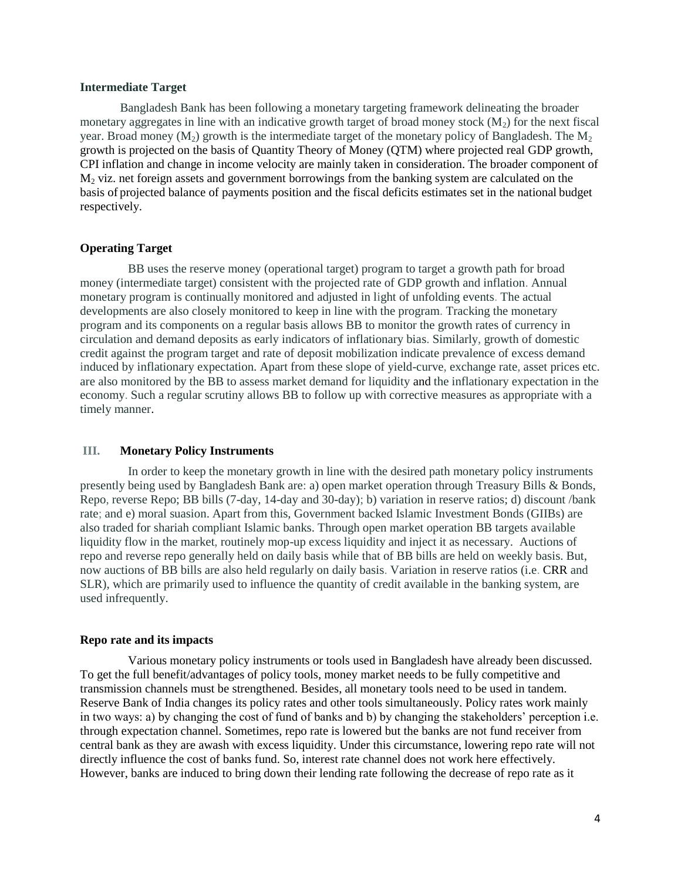### Intermediate Target

Bangladesh Bank has been following a monetary targeting framework delineating the broader monetary aggregates in line with an indicative growth target of broad money stock ($M_2$) for the next fiscal year. Broad money ($M_2$) growth is the intermediate target of the monetary policy of Bangladesh. The $M_2$ growth is projected on the basis of Quantity Theory of Money (QTM) where projected real GDP growth, CPI inflation and change in income velocity are mainly taken in consideration. The broader component of $M_2$ viz. net foreign assets and government borrowings from the banking system are calculated on the basis of projected balance of payments position and the fiscal deficits estimates set in the national budget respectively.

### Operating Target

BB uses the reserve money (operational target) program to target a growth path for broad money (intermediate target) consistent with the projected rate of GDP growth and inflation. Annual monetary program is continually monitored and adjusted in light of unfolding events. The actual developments are also closely monitored to keep in line with the program. Tracking the monetary program and its components on a regular basis allows BB to monitor the growth rates of currency in circulation and demand deposits as early indicators of inflationary bias. Similarly, growth of domestic credit against the program target and rate of deposit mobilization indicate prevalence of excess demand induced by inflationary expectation. Apart from these slope of yield-curve, exchange rate, asset prices etc. are also monitored by the BB to assess market demand for liquidity and the inflationary expectation in the economy. Such a regular scrutiny allows BB to follow up with corrective measures as appropriate with a timely manner.

## III. Monetary Policy Instruments

In order to keep the monetary growth in line with the desired path monetary policy instruments presently being used by Bangladesh Bank are: a) open market operation through Treasury Bills & Bonds, Repo, reverse Repo; BB bills (7-day, 14-day and 30-day); b) variation in reserve ratios; d) discount /bank rate; and e) moral suasion. Apart from this, Government backed Islamic Investment Bonds (GIIBs) are also traded for shariah compliant Islamic banks. Through open market operation BB targets available liquidity flow in the market, routinely mop-up excess liquidity and inject it as necessary. Auctions of repo and reverse repo generally held on daily basis while that of BB bills are held on weekly basis. But, now auctions of BB bills are also held regularly on daily basis. Variation in reserve ratios (i.e. CRR and SLR), which are primarily used to influence the quantity of credit available in the banking system, are used infrequently.

### Repo rate and its impacts

Various monetary policy instruments or tools used in Bangladesh have already been discussed. To get the full benefit/advantages of policy tools, money market needs to be fully competitive and transmission channels must be strengthened. Besides, all monetary tools need to be used in tandem. Reserve Bank of India changes its policy rates and other tools simultaneously. Policy rates work mainly in two ways: a) by changing the cost of fund of banks and b) by changing the stakeholders' perception i.e. through expectation channel. Sometimes, repo rate is lowered but the banks are not fund receiver from central bank as they are awash with excess liquidity. Under this circumstance, lowering repo rate will not directly influence the cost of banks fund. So, interest rate channel does not work here effectively. However, banks are induced to bring down their lending rate following the decrease of repo rate as it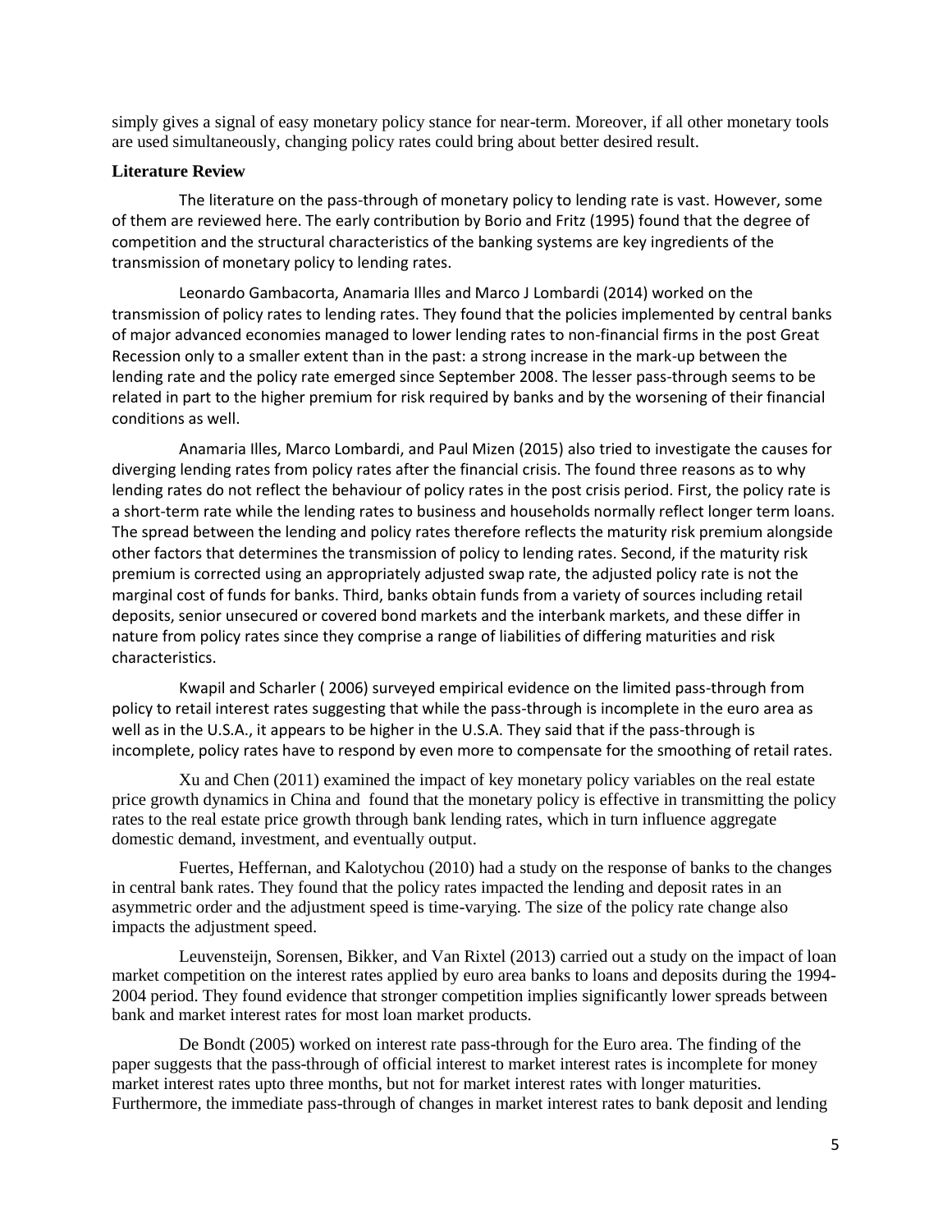simply gives a signal of easy monetary policy stance for near-term. Moreover, if all other monetary tools are used simultaneously, changing policy rates could bring about better desired result.

**Literature Review**

The literature on the pass-through of monetary policy to lending rate is vast. However, some of them are reviewed here. The early contribution by Borio and Fritz (1995) found that the degree of competition and the structural characteristics of the banking systems are key ingredients of the transmission of monetary policy to lending rates.

Leonardo Gambacorta, Anamaria Illes and Marco J Lombardi (2014) worked on the transmission of policy rates to lending rates. They found that the policies implemented by central banks of major advanced economies managed to lower lending rates to non-financial firms in the post Great Recession only to a smaller extent than in the past: a strong increase in the mark-up between the lending rate and the policy rate emerged since September 2008. The lesser pass-through seems to be related in part to the higher premium for risk required by banks and by the worsening of their financial conditions as well.

Anamaria Illes, Marco Lombardi, and Paul Mizen (2015) also tried to investigate the causes for diverging lending rates from policy rates after the financial crisis. The found three reasons as to why lending rates do not reflect the behaviour of policy rates in the post crisis period. First, the policy rate is a short-term rate while the lending rates to business and households normally reflect longer term loans. The spread between the lending and policy rates therefore reflects the maturity risk premium alongside other factors that determines the transmission of policy to lending rates. Second, if the maturity risk premium is corrected using an appropriately adjusted swap rate, the adjusted policy rate is not the marginal cost of funds for banks. Third, banks obtain funds from a variety of sources including retail deposits, senior unsecured or covered bond markets and the interbank markets, and these differ in nature from policy rates since they comprise a range of liabilities of differing maturities and risk characteristics.

Kwapil and Scharler ( 2006) surveyed empirical evidence on the limited pass-through from policy to retail interest rates suggesting that while the pass-through is incomplete in the euro area as well as in the U.S.A., it appears to be higher in the U.S.A. They said that if the pass-through is incomplete, policy rates have to respond by even more to compensate for the smoothing of retail rates.

Xu and Chen (2011) examined the impact of key monetary policy variables on the real estate price growth dynamics in China and found that the monetary policy is effective in transmitting the policy rates to the real estate price growth through bank lending rates, which in turn influence aggregate domestic demand, investment, and eventually output.

Fuertes, Heffernan, and Kalotychou (2010) had a study on the response of banks to the changes in central bank rates. They found that the policy rates impacted the lending and deposit rates in an asymmetric order and the adjustment speed is time-varying. The size of the policy rate change also impacts the adjustment speed.

Leuvensteijn, Sorensen, Bikker, and Van Rixtel (2013) carried out a study on the impact of loan market competition on the interest rates applied by euro area banks to loans and deposits during the 1994-2004 period. They found evidence that stronger competition implies significantly lower spreads between bank and market interest rates for most loan market products.

De Bondt (2005) worked on interest rate pass-through for the Euro area. The finding of the paper suggests that the pass-through of official interest to market interest rates is incomplete for money market interest rates upto three months, but not for market interest rates with longer maturities. Furthermore, the immediate pass-through of changes in market interest rates to bank deposit and lending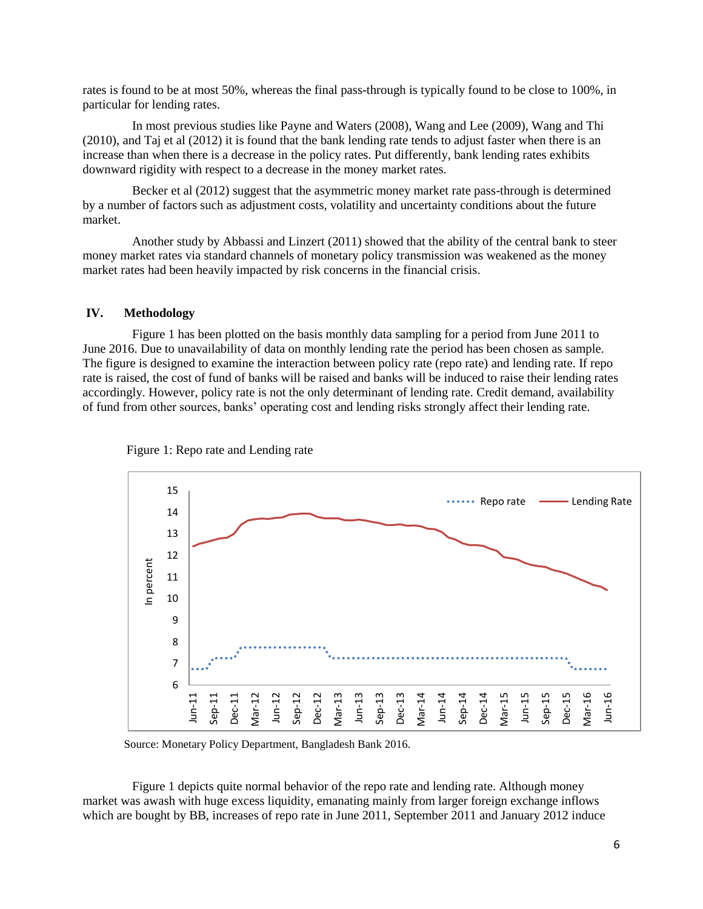rates is found to be at most 50%, whereas the final pass-through is typically found to be close to 100%, in particular for lending rates.

In most previous studies like Payne and Waters (2008), Wang and Lee (2009), Wang and Thi (2010), and Taj et al (2012) it is found that the bank lending rate tends to adjust faster when there is an increase than when there is a decrease in the policy rates. Put differently, bank lending rates exhibits downward rigidity with respect to a decrease in the money market rates.

Becker et al (2012) suggest that the asymmetric money market rate pass-through is determined by a number of factors such as adjustment costs, volatility and uncertainty conditions about the future market.

Another study by Abbassi and Linzert (2011) showed that the ability of the central bank to steer money market rates via standard channels of monetary policy transmission was weakened as the money market rates had been heavily impacted by risk concerns in the financial crisis.

## IV. Methodology

Figure 1 has been plotted on the basis monthly data sampling for a period from June 2011 to June 2016. Due to unavailability of data on monthly lending rate the period has been chosen as sample. The figure is designed to examine the interaction between policy rate (repo rate) and lending rate. If repo rate is raised, the cost of fund of banks will be raised and banks will be induced to raise their lending rates accordingly. However, policy rate is not the only determinant of lending rate. Credit demand, availability of fund from other sources, banks' operating cost and lending risks strongly affect their lending rate.

Figure 1: Repo rate and Lending rate

Source: Monetary Policy Department, Bangladesh Bank 2016.

Figure 1 depicts quite normal behavior of the repo rate and lending rate. Although money market was awash with huge excess liquidity, emanating mainly from larger foreign exchange inflows which are bought by BB, increases of repo rate in June 2011, September 2011 and January 2012 induce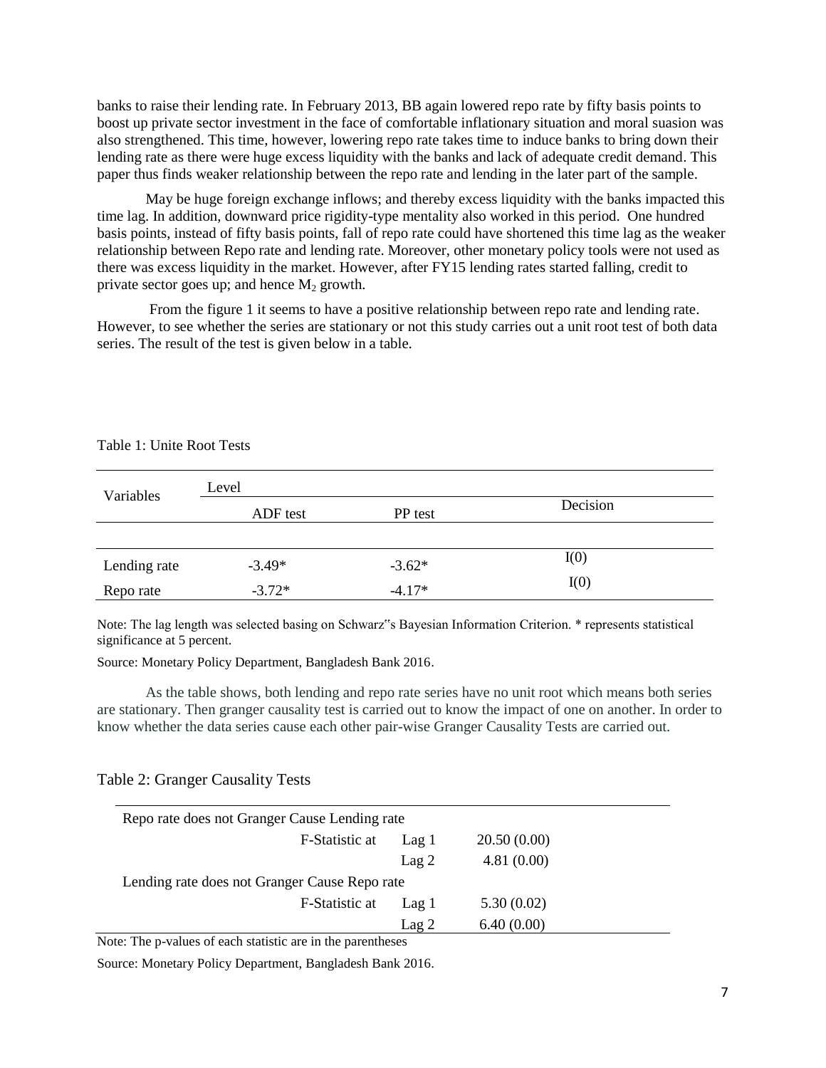banks to raise their lending rate. In February 2013, BB again lowered repo rate by fifty basis points to boost up private sector investment in the face of comfortable inflationary situation and moral suasion was also strengthened. This time, however, lowering repo rate takes time to induce banks to bring down their lending rate as there were huge excess liquidity with the banks and lack of adequate credit demand. This paper thus finds weaker relationship between the repo rate and lending in the later part of the sample.

May be huge foreign exchange inflows; and thereby excess liquidity with the banks impacted this time lag. In addition, downward price rigidity-type mentality also worked in this period. One hundred basis points, instead of fifty basis points, fall of repo rate could have shortened this time lag as the weaker relationship between Repo rate and lending rate. Moreover, other monetary policy tools were not used as there was excess liquidity in the market. However, after FY15 lending rates started falling, credit to private sector goes up; and hence $M_2$ growth.

From the figure 1 it seems to have a positive relationship between repo rate and lending rate. However, to see whether the series are stationary or not this study carries out a unit root test of both data series. The result of the test is given below in a table.

Table 1: Unite Root Tests

| Variables | Level | | Decision |
|---|---|---|---|
| | ADF test | PP test | |
| Lending rate | -3.49* | -3.62* | I(0) |
| Repo rate | -3.72* | -4.17* | I(0) |

Note: The lag length was selected basing on Schwarz"s Bayesian Information Criterion. * represents statistical significance at 5 percent.

Source: Monetary Policy Department, Bangladesh Bank 2016.

As the table shows, both lending and repo rate series have no unit root which means both series are stationary. Then granger causality test is carried out to know the impact of one on another. In order to know whether the data series cause each other pair-wise Granger Causality Tests are carried out.

Table 2: Granger Causality Tests

| Repo rate does not Granger Cause Lending rate | | |
|---|---|---|
| F-Statistic at | Lag 1 | 20.50 (0.00) |
| | Lag 2 | 4.81 (0.00) |
| **Lending rate does not Granger Cause Repo rate** | | |
| F-Statistic at | Lag 1 | 5.30 (0.02) |
| | Lag 2 | 6.40 (0.00) |

Note: The p-values of each statistic are in the parentheses

Source: Monetary Policy Department, Bangladesh Bank 2016.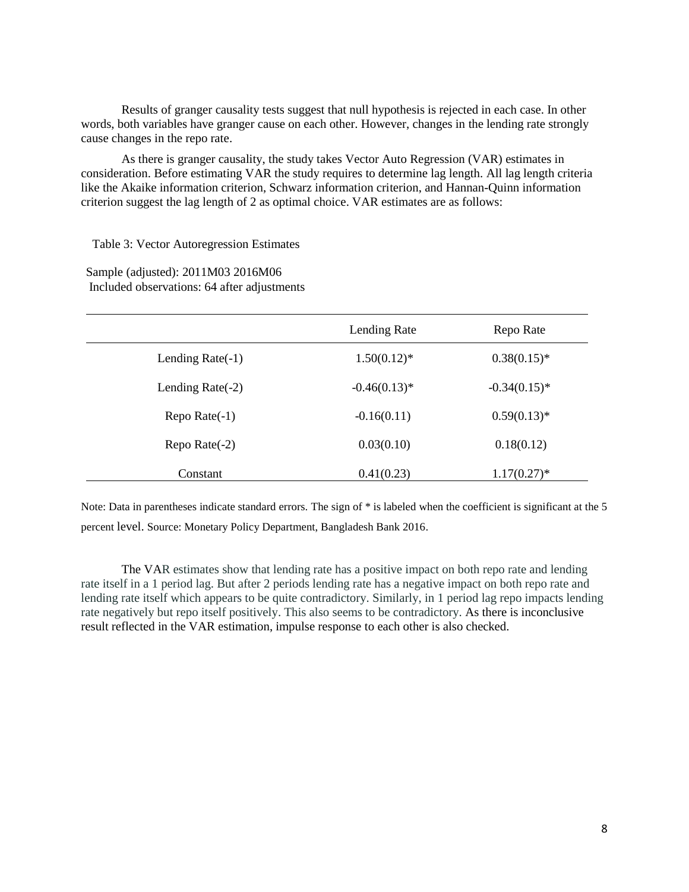Results of granger causality tests suggest that null hypothesis is rejected in each case. In other words, both variables have granger cause on each other. However, changes in the lending rate strongly cause changes in the repo rate.

As there is granger causality, the study takes Vector Auto Regression (VAR) estimates in consideration. Before estimating VAR the study requires to determine lag length. All lag length criteria like the Akaike information criterion, Schwarz information criterion, and Hannan-Quinn information criterion suggest the lag length of 2 as optimal choice. VAR estimates are as follows:

Table 3: Vector Autoregression Estimates

Sample (adjusted): 2011M03 2016M06
Included observations: 64 after adjustments

| | Lending Rate | Repo Rate |
|---|---|---|
| Lending Rate(-1) | 1.50(0.12)* | 0.38(0.15)* |
| Lending Rate(-2) | -0.46(0.13)* | -0.34(0.15)* |
| Repo Rate(-1) | -0.16(0.11) | 0.59(0.13)* |
| Repo Rate(-2) | 0.03(0.10) | 0.18(0.12) |
| Constant | 0.41(0.23) | 1.17(0.27)* |

Note: Data in parentheses indicate standard errors. The sign of * is labeled when the coefficient is significant at the 5 percent level. Source: Monetary Policy Department, Bangladesh Bank 2016.

The VAR estimates show that lending rate has a positive impact on both repo rate and lending rate itself in a 1 period lag. But after 2 periods lending rate has a negative impact on both repo rate and lending rate itself which appears to be quite contradictory. Similarly, in 1 period lag repo impacts lending rate negatively but repo itself positively. This also seems to be contradictory. As there is inconclusive result reflected in the VAR estimation, impulse response to each other is also checked.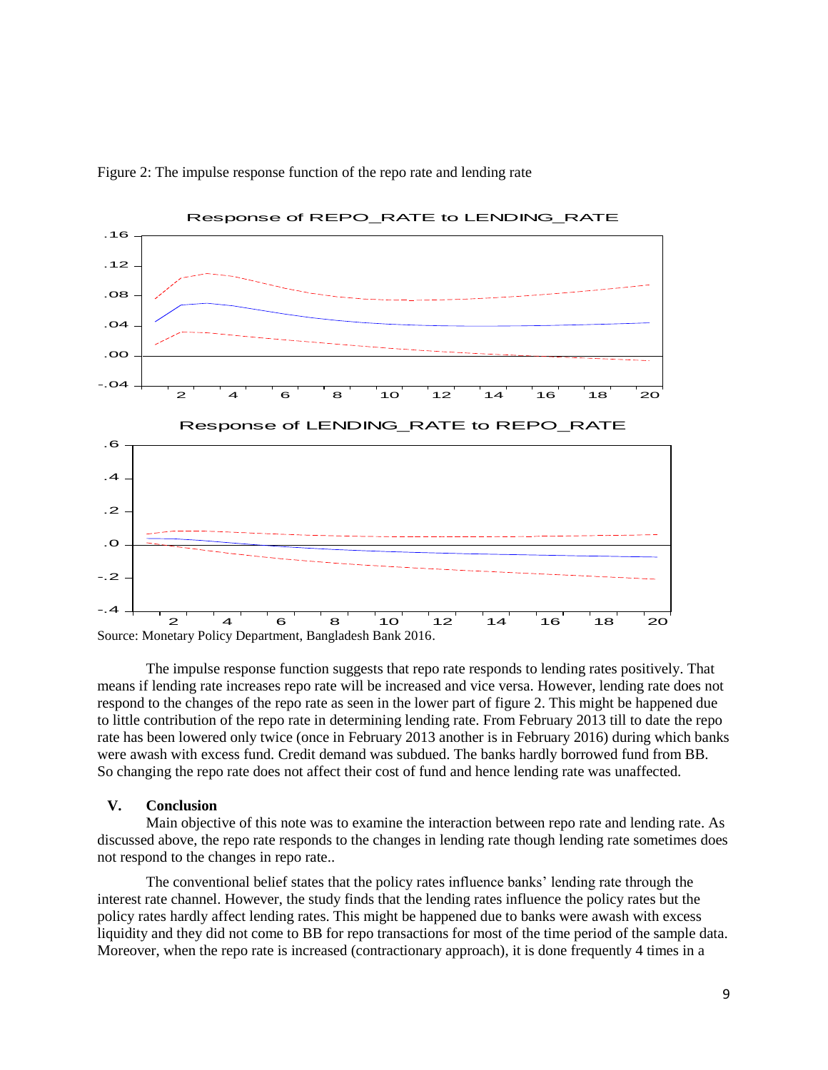Figure 2: The impulse response function of the repo rate and lending rate

Source: Monetary Policy Department, Bangladesh Bank 2016.

The impulse response function suggests that repo rate responds to lending rates positively. That means if lending rate increases repo rate will be increased and vice versa. However, lending rate does not respond to the changes of the repo rate as seen in the lower part of figure 2. This might be happened due to little contribution of the repo rate in determining lending rate. From February 2013 till to date the repo rate has been lowered only twice (once in February 2013 another is in February 2016) during which banks were awash with excess fund. Credit demand was subdued. The banks hardly borrowed fund from BB. So changing the repo rate does not affect their cost of fund and hence lending rate was unaffected.

## V. Conclusion

Main objective of this note was to examine the interaction between repo rate and lending rate. As discussed above, the repo rate responds to the changes in lending rate though lending rate sometimes does not respond to the changes in repo rate..

The conventional belief states that the policy rates influence banks' lending rate through the interest rate channel. However, the study finds that the lending rates influence the policy rates but the policy rates hardly affect lending rates. This might be happened due to banks were awash with excess liquidity and they did not come to BB for repo transactions for most of the time period of the sample data. Moreover, when the repo rate is increased (contractionary approach), it is done frequently 4 times in a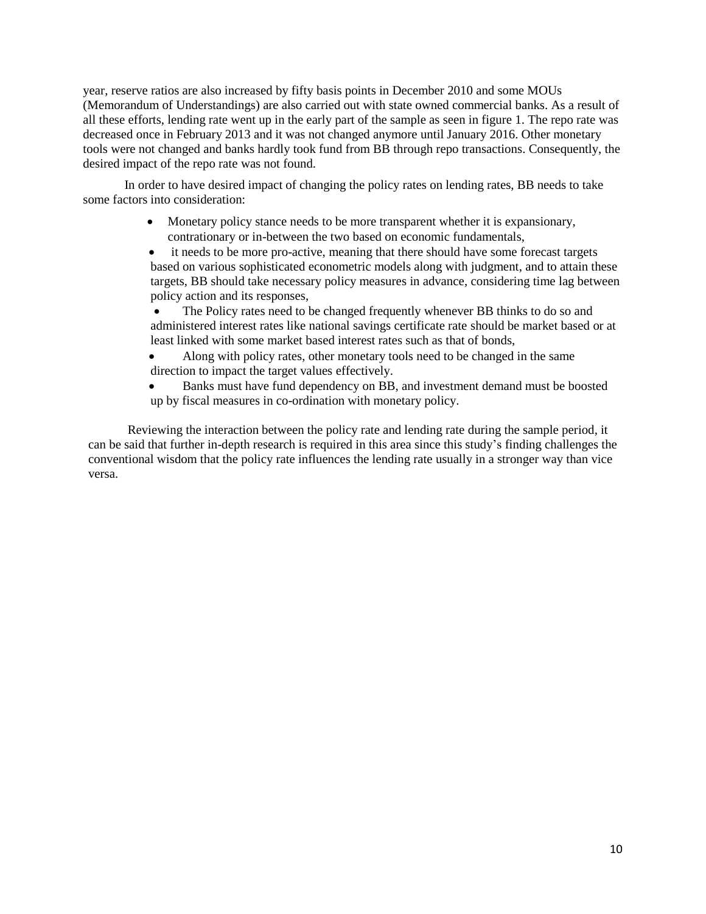year, reserve ratios are also increased by fifty basis points in December 2010 and some MOUs (Memorandum of Understandings) are also carried out with state owned commercial banks. As a result of all these efforts, lending rate went up in the early part of the sample as seen in figure 1. The repo rate was decreased once in February 2013 and it was not changed anymore until January 2016. Other monetary tools were not changed and banks hardly took fund from BB through repo transactions. Consequently, the desired impact of the repo rate was not found.

In order to have desired impact of changing the policy rates on lending rates, BB needs to take some factors into consideration:

- Monetary policy stance needs to be more transparent whether it is expansionary, contrationary or in-between the two based on economic fundamentals,
- it needs to be more pro-active, meaning that there should have some forecast targets based on various sophisticated econometric models along with judgment, and to attain these targets, BB should take necessary policy measures in advance, considering time lag between policy action and its responses,
- The Policy rates need to be changed frequently whenever BB thinks to do so and administered interest rates like national savings certificate rate should be market based or at least linked with some market based interest rates such as that of bonds,
- Along with policy rates, other monetary tools need to be changed in the same direction to impact the target values effectively.
- Banks must have fund dependency on BB, and investment demand must be boosted up by fiscal measures in co-ordination with monetary policy.

Reviewing the interaction between the policy rate and lending rate during the sample period, it can be said that further in-depth research is required in this area since this study's finding challenges the conventional wisdom that the policy rate influences the lending rate usually in a stronger way than vice versa.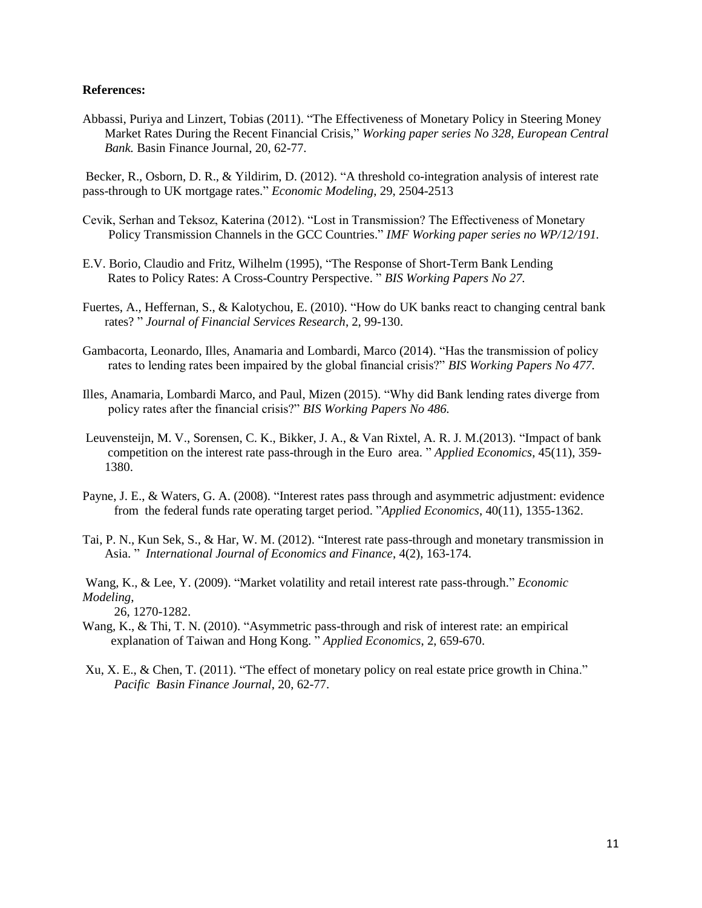**References:**

Abbassi, Puriya and Linzert, Tobias (2011). "The Effectiveness of Monetary Policy in Steering Money Market Rates During the Recent Financial Crisis," *Working paper series No 328, European Central Bank.* Basin Finance Journal, 20, 62-77.

Becker, R., Osborn, D. R., & Yildirim, D. (2012). "A threshold co-integration analysis of interest rate pass-through to UK mortgage rates." *Economic Modeling*, 29, 2504-2513

Cevik, Serhan and Teksoz, Katerina (2012). "Lost in Transmission? The Effectiveness of Monetary Policy Transmission Channels in the GCC Countries." *IMF Working paper series no WP/12/191.*

E.V. Borio, Claudio and Fritz, Wilhelm (1995), "The Response of Short-Term Bank Lending Rates to Policy Rates: A Cross-Country Perspective. " *BIS Working Papers No 27.*

Fuertes, A., Heffernan, S., & Kalotychou, E. (2010). "How do UK banks react to changing central bank rates? " *Journal of Financial Services Research*, 2, 99-130.

Gambacorta, Leonardo, Illes, Anamaria and Lombardi, Marco (2014). "Has the transmission of policy rates to lending rates been impaired by the global financial crisis?" *BIS Working Papers No 477.*

Illes, Anamaria, Lombardi Marco, and Paul, Mizen (2015). "Why did Bank lending rates diverge from policy rates after the financial crisis?" *BIS Working Papers No 486.*

Leuvensteijn, M. V., Sorensen, C. K., Bikker, J. A., & Van Rixtel, A. R. J. M.(2013). "Impact of bank competition on the interest rate pass-through in the Euro area. " *Applied Economics*, 45(11), 359-1380.

Payne, J. E., & Waters, G. A. (2008). "Interest rates pass through and asymmetric adjustment: evidence from the federal funds rate operating target period. "*Applied Economics*, 40(11), 1355-1362.

Tai, P. N., Kun Sek, S., & Har, W. M. (2012). "Interest rate pass-through and monetary transmission in Asia. " *International Journal of Economics and Finance*, 4(2), 163-174.

Wang, K., & Lee, Y. (2009). "Market volatility and retail interest rate pass-through." *Economic Modeling*, 26, 1270-1282.

Wang, K., & Thi, T. N. (2010). "Asymmetric pass-through and risk of interest rate: an empirical explanation of Taiwan and Hong Kong. " *Applied Economics*, 2, 659-670.

Xu, X. E., & Chen, T. (2011). "The effect of monetary policy on real estate price growth in China." *Pacific Basin Finance Journal*, 20, 62-77.